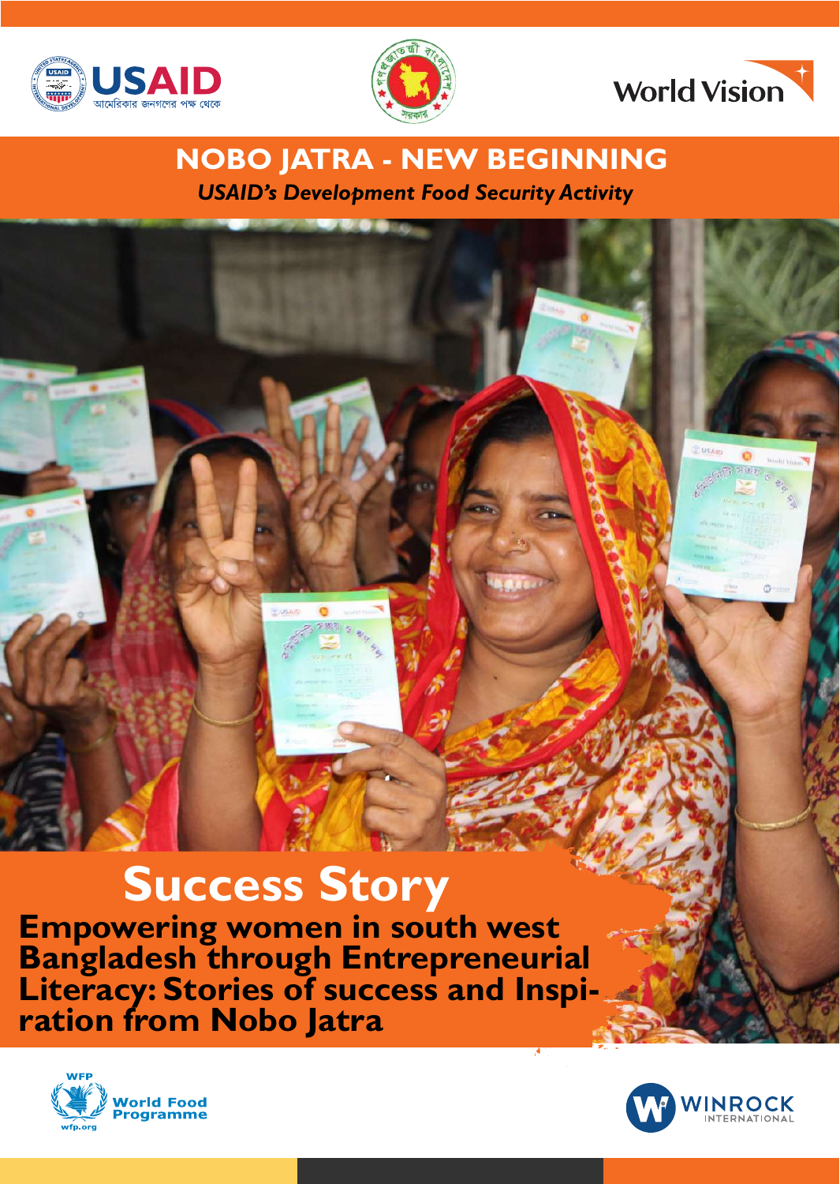USAID

আমেরিকার জনগণের পক্ষ থেকে

World Vision

# NOBO JATRA - NEW BEGINNING

*USAID's Development Food Security Activity*

# Success Story

## Empowering women in south west Bangladesh through Entrepreneurial Literacy: Stories of success and Inspiration from Nobo Jatra

WFP World Food Programme wfp.org

WINROCK INTERNATIONAL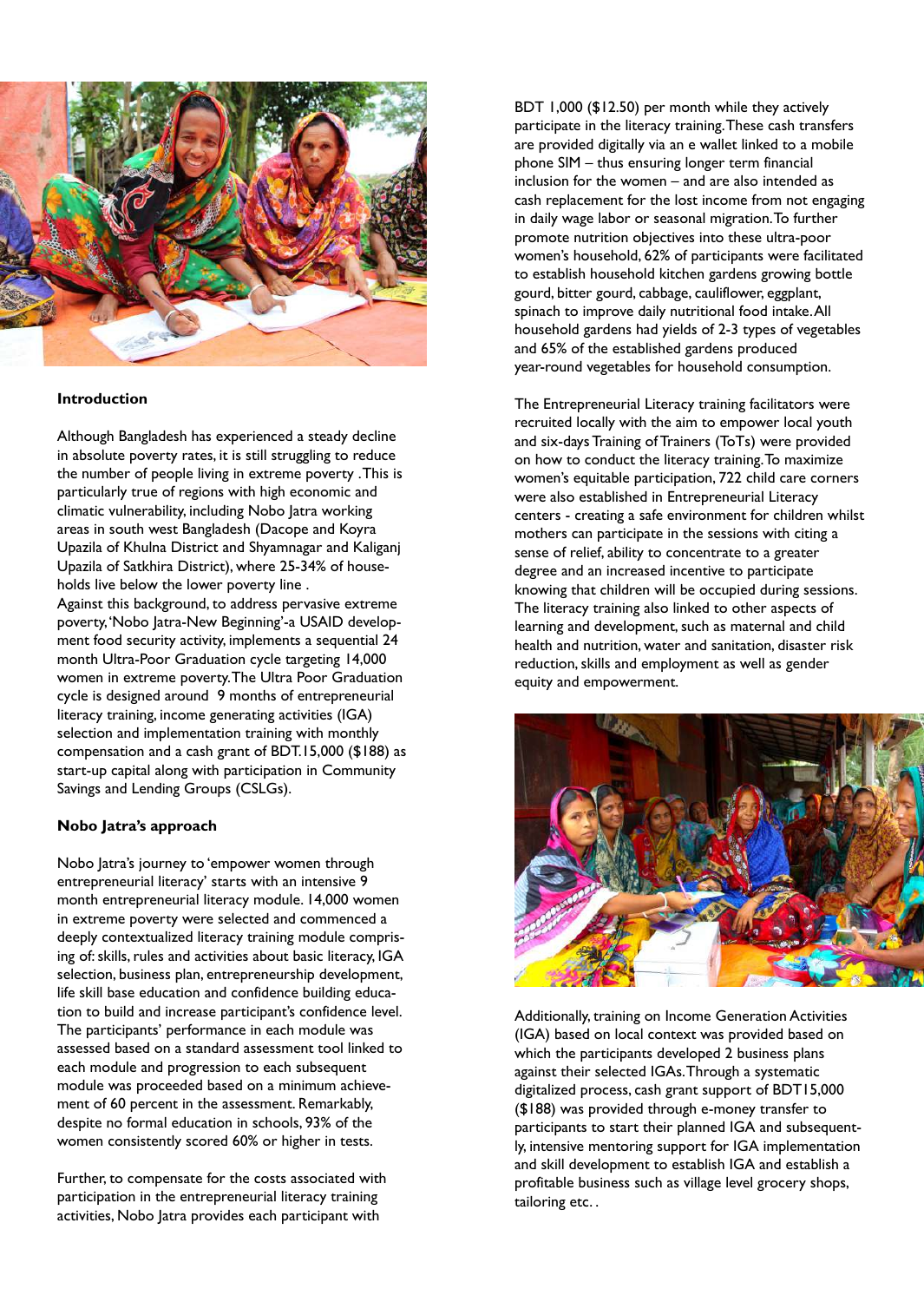## Introduction

Although Bangladesh has experienced a steady decline in absolute poverty rates, it is still struggling to reduce the number of people living in extreme poverty .This is particularly true of regions with high economic and climatic vulnerability, including Nobo Jatra working areas in south west Bangladesh (Dacope and Koyra Upazila of Khulna District and Shyamnagar and Kaliganj Upazila of Satkhira District), where 25-34% of house-holds live below the lower poverty line .

Against this background, to address pervasive extreme poverty, 'Nobo Jatra-New Beginning'-a USAID development food security activity, implements a sequential 24 month Ultra-Poor Graduation cycle targeting 14,000 women in extreme poverty. The Ultra Poor Graduation cycle is designed around 9 months of entrepreneurial literacy training, income generating activities (IGA) selection and implementation training with monthly compensation and a cash grant of BDT.15,000 ($188) as start-up capital along with participation in Community Savings and Lending Groups (CSLGs).

## Nobo Jatra's approach

Nobo Jatra's journey to 'empower women through entrepreneurial literacy' starts with an intensive 9 month entrepreneurial literacy module. 14,000 women in extreme poverty were selected and commenced a deeply contextualized literacy training module comprising of: skills, rules and activities about basic literacy, IGA selection, business plan, entrepreneurship development, life skill base education and confidence building education to build and increase participant's confidence level. The participants' performance in each module was assessed based on a standard assessment tool linked to each module and progression to each subsequent module was proceeded based on a minimum achievement of 60 percent in the assessment. Remarkably, despite no formal education in schools, 93% of the women consistently scored 60% or higher in tests.

Further, to compensate for the costs associated with participation in the entrepreneurial literacy training activities, Nobo Jatra provides each participant with BDT 1,000 ($12.50) per month while they actively participate in the literacy training. These cash transfers are provided digitally via an e wallet linked to a mobile phone SIM – thus ensuring longer term financial inclusion for the women – and are also intended as cash replacement for the lost income from not engaging in daily wage labor or seasonal migration. To further promote nutrition objectives into these ultra-poor women's household, 62% of participants were facilitated to establish household kitchen gardens growing bottle gourd, bitter gourd, cabbage, cauliflower, eggplant, spinach to improve daily nutritional food intake. All household gardens had yields of 2-3 types of vegetables and 65% of the established gardens produced year-round vegetables for household consumption.

The Entrepreneurial Literacy training facilitators were recruited locally with the aim to empower local youth and six-days Training of Trainers (ToTs) were provided on how to conduct the literacy training. To maximize women's equitable participation, 722 child care corners were also established in Entrepreneurial Literacy centers - creating a safe environment for children whilst mothers can participate in the sessions with citing a sense of relief, ability to concentrate to a greater degree and an increased incentive to participate knowing that children will be occupied during sessions. The literacy training also linked to other aspects of learning and development, such as maternal and child health and nutrition, water and sanitation, disaster risk reduction, skills and employment as well as gender equity and empowerment.

Additionally, training on Income Generation Activities (IGA) based on local context was provided based on which the participants developed 2 business plans against their selected IGAs. Through a systematic digitalized process, cash grant support of BDT15,000 ($188) was provided through e-money transfer to participants to start their planned IGA and subsequently, intensive mentoring support for IGA implementation and skill development to establish IGA and establish a profitable business such as village level grocery shops, tailoring etc. .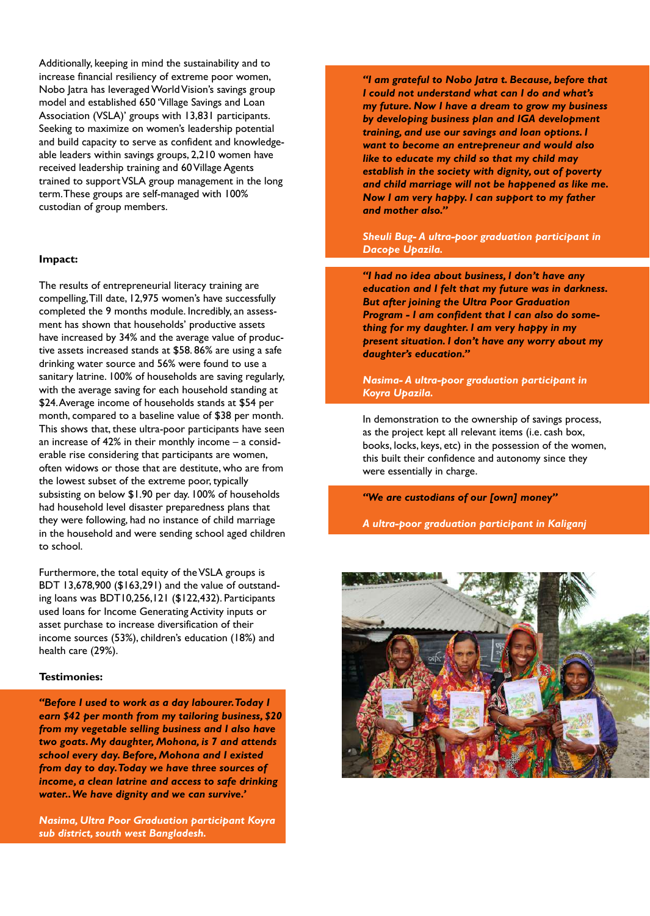Additionally, keeping in mind the sustainability and to increase financial resiliency of extreme poor women, Nobo Jatra has leveraged World Vision's savings group model and established 650 'Village Savings and Loan Association (VSLA)' groups with 13,831 participants. Seeking to maximize on women's leadership potential and build capacity to serve as confident and knowledgeable leaders within savings groups, 2,210 women have received leadership training and 60 Village Agents trained to support VSLA group management in the long term. These groups are self-managed with 100% custodian of group members.

**Impact:**

The results of entrepreneurial literacy training are compelling, Till date, 12,975 women's have successfully completed the 9 months module. Incredibly, an assessment has shown that households' productive assets have increased by 34% and the average value of productive assets increased stands at $58. 86% are using a safe drinking water source and 56% were found to use a sanitary latrine. 100% of households are saving regularly, with the average saving for each household standing at $24. Average income of households stands at $54 per month, compared to a baseline value of $38 per month. This shows that, these ultra-poor participants have seen an increase of 42% in their monthly income – a considerable rise considering that participants are women, often widows or those that are destitute, who are from the lowest subset of the extreme poor, typically subsisting on below $1.90 per day. 100% of households had household level disaster preparedness plans that they were following, had no instance of child marriage in the household and were sending school aged children to school.

Furthermore, the total equity of the VSLA groups is BDT 13,678,900 ($163,291) and the value of outstanding loans was BDT10,256,121 ($122,432). Participants used loans for Income Generating Activity inputs or asset purchase to increase diversification of their income sources (53%), children's education (18%) and health care (29%).

**Testimonies:**

***"Before I used to work as a day labourer. Today I earn $42 per month from my tailoring business, $20 from my vegetable selling business and I also have two goats. My daughter, Mohona, is 7 and attends school every day. Before, Mohona and I existed from day to day. Today we have three sources of income, a clean latrine and access to safe drinking water.. We have dignity and we can survive.'***

***Nasima, Ultra Poor Graduation participant Koyra sub district, south west Bangladesh.***

***"I am grateful to Nobo Jatra t. Because, before that I could not understand what can I do and what's my future. Now I have a dream to grow my business by developing business plan and IGA development training, and use our savings and loan options. I want to become an entrepreneur and would also like to educate my child so that my child may establish in the society with dignity, out of poverty and child marriage will not be happened as like me. Now I am very happy. I can support to my father and mother also."***

***Sheuli Bug- A ultra-poor graduation participant in Dacope Upazila.***

***"I had no idea about business, I don't have any education and I felt that my future was in darkness. But after joining the Ultra Poor Graduation Program - I am confident that I can also do something for my daughter. I am very happy in my present situation. I don't have any worry about my daughter's education."***

***Nasima- A ultra-poor graduation participant in Koyra Upazila.***

In demonstration to the ownership of savings process, as the project kept all relevant items (i.e. cash box, books, locks, keys, etc) in the possession of the women, this built their confidence and autonomy since they were essentially in charge.

***"We are custodians of our [own] money"***

***A ultra-poor graduation participant in Kaliganj***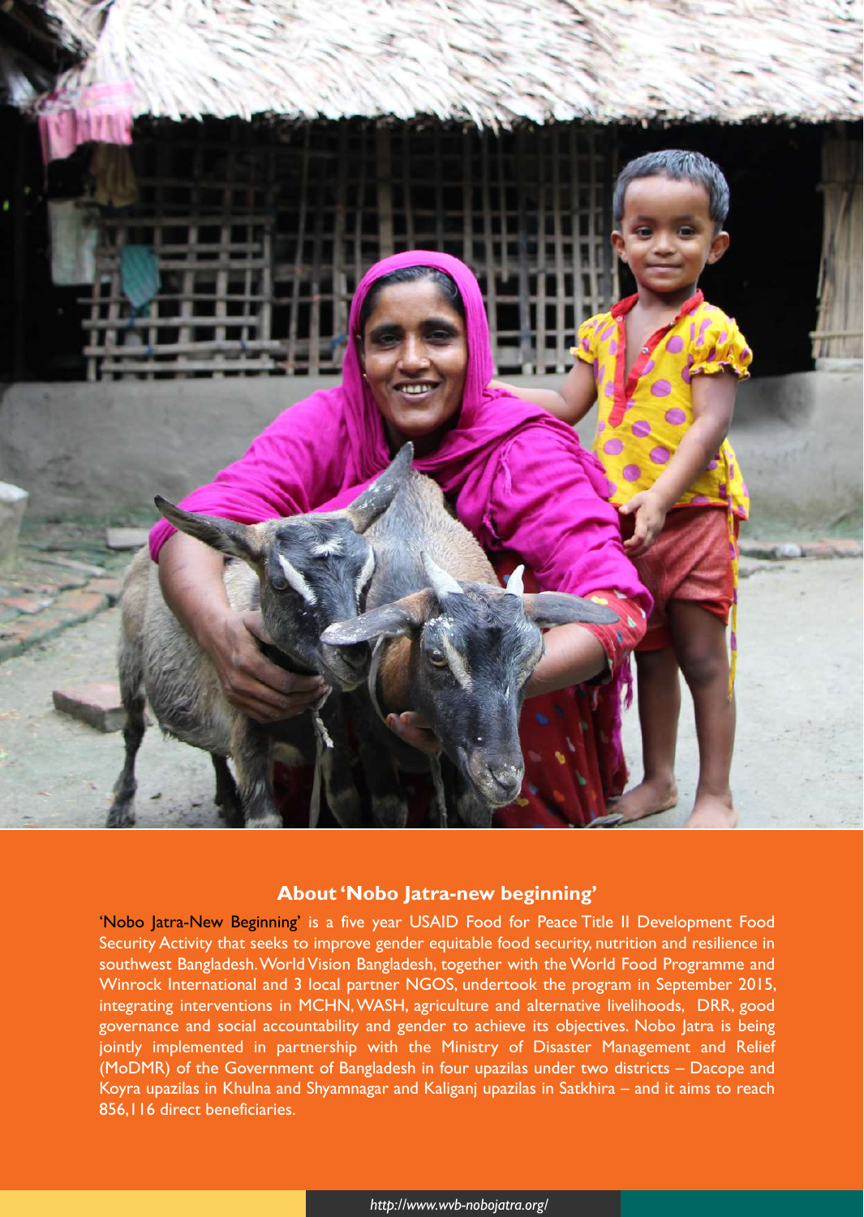## About 'Nobo Jatra-new beginning'

'Nobo Jatra-New Beginning' is a five year USAID Food for Peace Title II Development Food Security Activity that seeks to improve gender equitable food security, nutrition and resilience in southwest Bangladesh. World Vision Bangladesh, together with the World Food Programme and Winrock International and 3 local partner NGOS, undertook the program in September 2015, integrating interventions in MCHN, WASH, agriculture and alternative livelihoods, DRR, good governance and social accountability and gender to achieve its objectives. Nobo Jatra is being jointly implemented in partnership with the Ministry of Disaster Management and Relief (MoDMR) of the Government of Bangladesh in four upazilas under two districts – Dacope and Koyra upazilas in Khulna and Shyamnagar and Kaliganj upazilas in Satkhira – and it aims to reach 856,116 direct beneficiaries.

*http://www.wvb-nobojatra.org/*